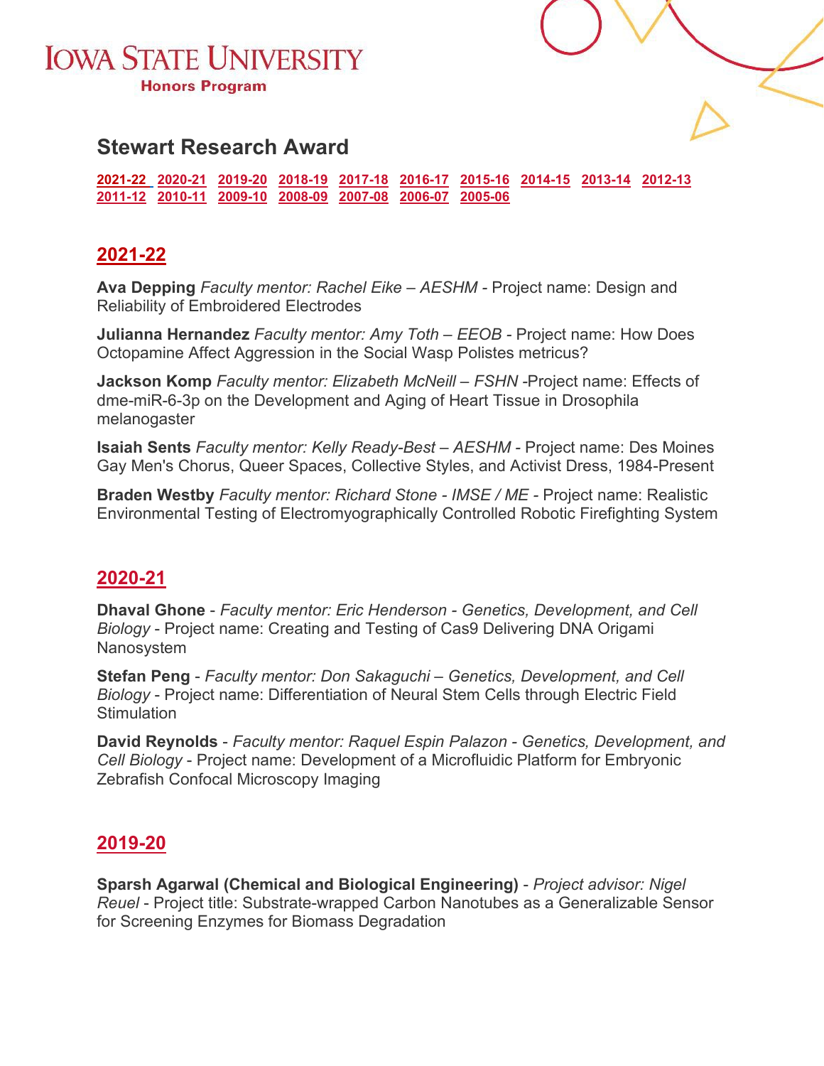# Iowa State University

**Honors Program**

## Stewart Research Award

2021-22 2020-21 2019-20 2018-19 2017-18 2016-17 2015-16 2014-15 2013-14 2012-13 2011-12 2010-11 2009-10 2008-09 2007-08 2006-07 2005-06

## 2021-22

**Ava Depping** *Faculty mentor: Rachel Eike – AESHM* - Project name: Design and Reliability of Embroidered Electrodes

**Julianna Hernandez** *Faculty mentor: Amy Toth – EEOB* - Project name: How Does Octopamine Affect Aggression in the Social Wasp Polistes metricus?

**Jackson Komp** *Faculty mentor: Elizabeth McNeill – FSHN* -Project name: Effects of dme-miR-6-3p on the Development and Aging of Heart Tissue in Drosophila melanogaster

**Isaiah Sents** *Faculty mentor: Kelly Ready-Best – AESHM* - Project name: Des Moines Gay Men's Chorus, Queer Spaces, Collective Styles, and Activist Dress, 1984-Present

**Braden Westby** *Faculty mentor: Richard Stone - IMSE / ME* - Project name: Realistic Environmental Testing of Electromyographically Controlled Robotic Firefighting System

## 2020-21

**Dhaval Ghone** - *Faculty mentor: Eric Henderson - Genetics, Development, and Cell Biology* - Project name: Creating and Testing of Cas9 Delivering DNA Origami Nanosystem

**Stefan Peng** - *Faculty mentor: Don Sakaguchi – Genetics, Development, and Cell Biology* - Project name: Differentiation of Neural Stem Cells through Electric Field Stimulation

**David Reynolds** - *Faculty mentor: Raquel Espin Palazon - Genetics, Development, and Cell Biology* - Project name: Development of a Microfluidic Platform for Embryonic Zebrafish Confocal Microscopy Imaging

## 2019-20

**Sparsh Agarwal (Chemical and Biological Engineering)** - *Project advisor: Nigel Reuel* - Project title: Substrate-wrapped Carbon Nanotubes as a Generalizable Sensor for Screening Enzymes for Biomass Degradation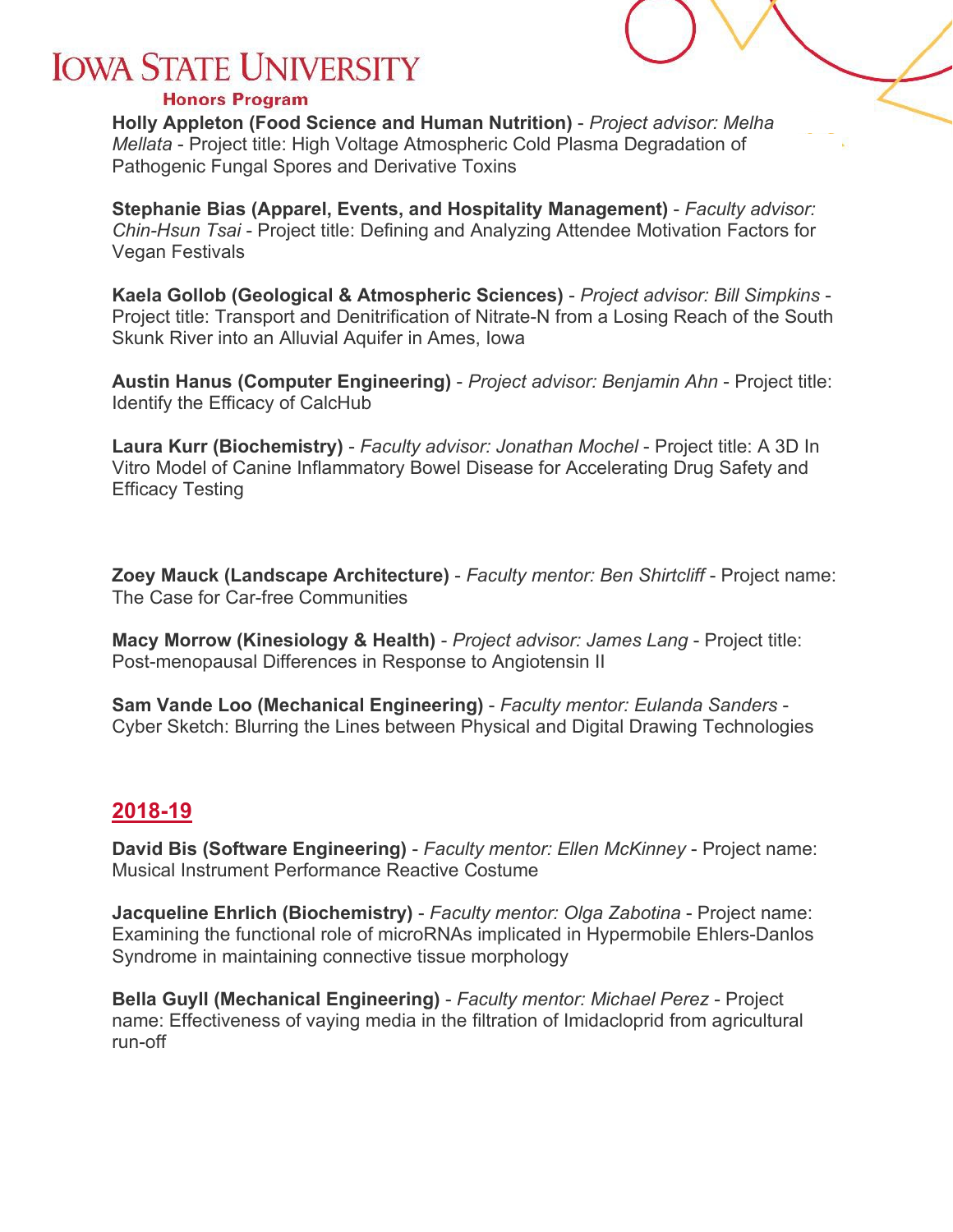**Holly Appleton (Food Science and Human Nutrition)** - *Project advisor: Melha Mellata* - Project title: High Voltage Atmospheric Cold Plasma Degradation of Pathogenic Fungal Spores and Derivative Toxins

**Stephanie Bias (Apparel, Events, and Hospitality Management)** - *Faculty advisor: Chin-Hsun Tsai* - Project title: Defining and Analyzing Attendee Motivation Factors for Vegan Festivals

**Kaela Gollob (Geological & Atmospheric Sciences)** - *Project advisor: Bill Simpkins* - Project title: Transport and Denitrification of Nitrate-N from a Losing Reach of the South Skunk River into an Alluvial Aquifer in Ames, Iowa

**Austin Hanus (Computer Engineering)** - *Project advisor: Benjamin Ahn* - Project title: Identify the Efficacy of CalcHub

**Laura Kurr (Biochemistry)** - *Faculty advisor: Jonathan Mochel* - Project title: A 3D In Vitro Model of Canine Inflammatory Bowel Disease for Accelerating Drug Safety and Efficacy Testing

**Zoey Mauck (Landscape Architecture)** - *Faculty mentor: Ben Shirtcliff* - Project name: The Case for Car-free Communities

**Macy Morrow (Kinesiology & Health)** - *Project advisor: James Lang* - Project title: Post-menopausal Differences in Response to Angiotensin II

**Sam Vande Loo (Mechanical Engineering)** - *Faculty mentor: Eulanda Sanders* - Cyber Sketch: Blurring the Lines between Physical and Digital Drawing Technologies

## 2018-19

**David Bis (Software Engineering)** - *Faculty mentor: Ellen McKinney* - Project name: Musical Instrument Performance Reactive Costume

**Jacqueline Ehrlich (Biochemistry)** - *Faculty mentor: Olga Zabotina* - Project name: Examining the functional role of microRNAs implicated in Hypermobile Ehlers-Danlos Syndrome in maintaining connective tissue morphology

**Bella Guyll (Mechanical Engineering)** - *Faculty mentor: Michael Perez* - Project name: Effectiveness of vaying media in the filtration of Imidacloprid from agricultural run-off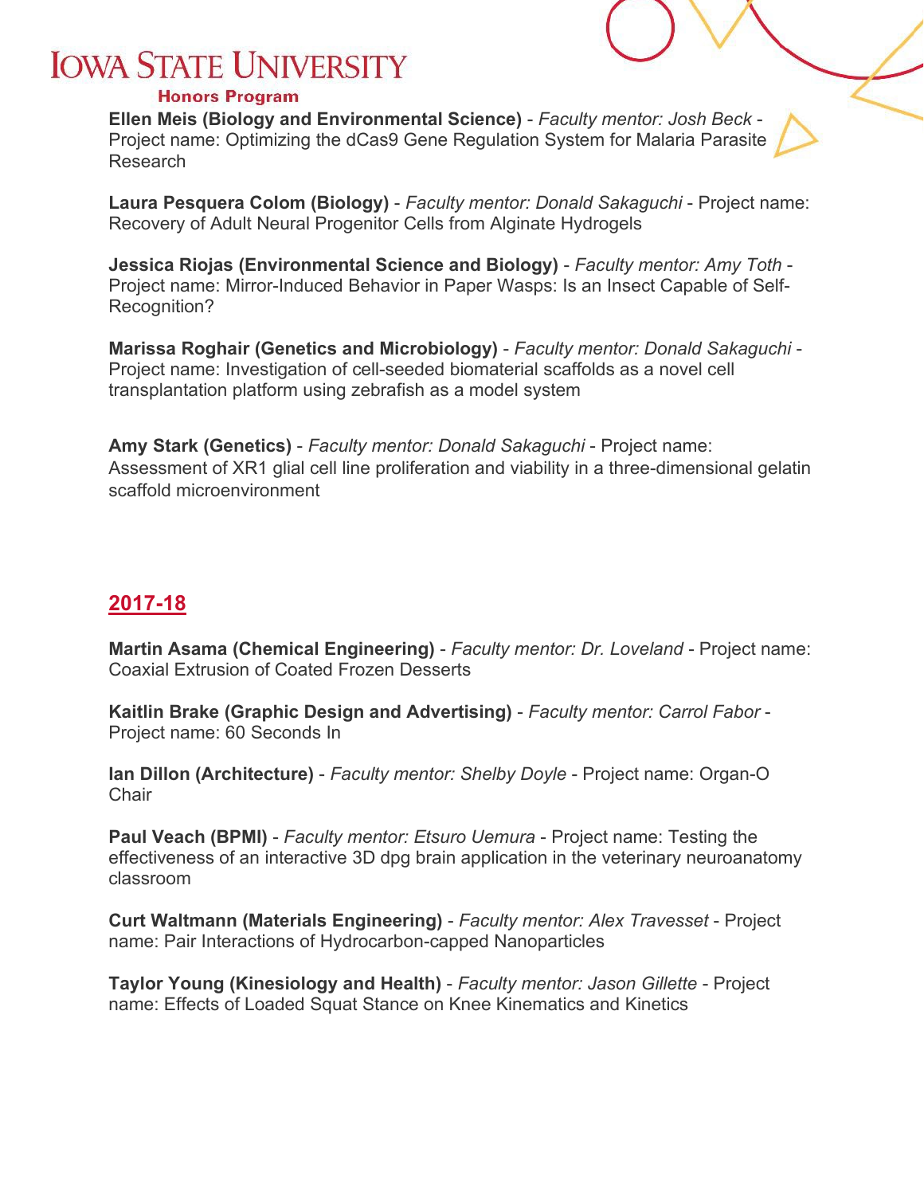**Ellen Meis (Biology and Environmental Science)** - *Faculty mentor: Josh Beck* - Project name: Optimizing the dCas9 Gene Regulation System for Malaria Parasite Research

**Laura Pesquera Colom (Biology)** - *Faculty mentor: Donald Sakaguchi* - Project name: Recovery of Adult Neural Progenitor Cells from Alginate Hydrogels

**Jessica Riojas (Environmental Science and Biology)** - *Faculty mentor: Amy Toth* - Project name: Mirror-Induced Behavior in Paper Wasps: Is an Insect Capable of Self-Recognition?

**Marissa Roghair (Genetics and Microbiology)** - *Faculty mentor: Donald Sakaguchi* - Project name: Investigation of cell-seeded biomaterial scaffolds as a novel cell transplantation platform using zebrafish as a model system

**Amy Stark (Genetics)** - *Faculty mentor: Donald Sakaguchi* - Project name: Assessment of XR1 glial cell line proliferation and viability in a three-dimensional gelatin scaffold microenvironment

## 2017-18

**Martin Asama (Chemical Engineering)** - *Faculty mentor: Dr. Loveland* - Project name: Coaxial Extrusion of Coated Frozen Desserts

**Kaitlin Brake (Graphic Design and Advertising)** - *Faculty mentor: Carrol Fabor* - Project name: 60 Seconds In

**Ian Dillon (Architecture)** - *Faculty mentor: Shelby Doyle* - Project name: Organ-O Chair

**Paul Veach (BPMI)** - *Faculty mentor: Etsuro Uemura* - Project name: Testing the effectiveness of an interactive 3D dpg brain application in the veterinary neuroanatomy classroom

**Curt Waltmann (Materials Engineering)** - *Faculty mentor: Alex Travesset* - Project name: Pair Interactions of Hydrocarbon-capped Nanoparticles

**Taylor Young (Kinesiology and Health)** - *Faculty mentor: Jason Gillette* - Project name: Effects of Loaded Squat Stance on Knee Kinematics and Kinetics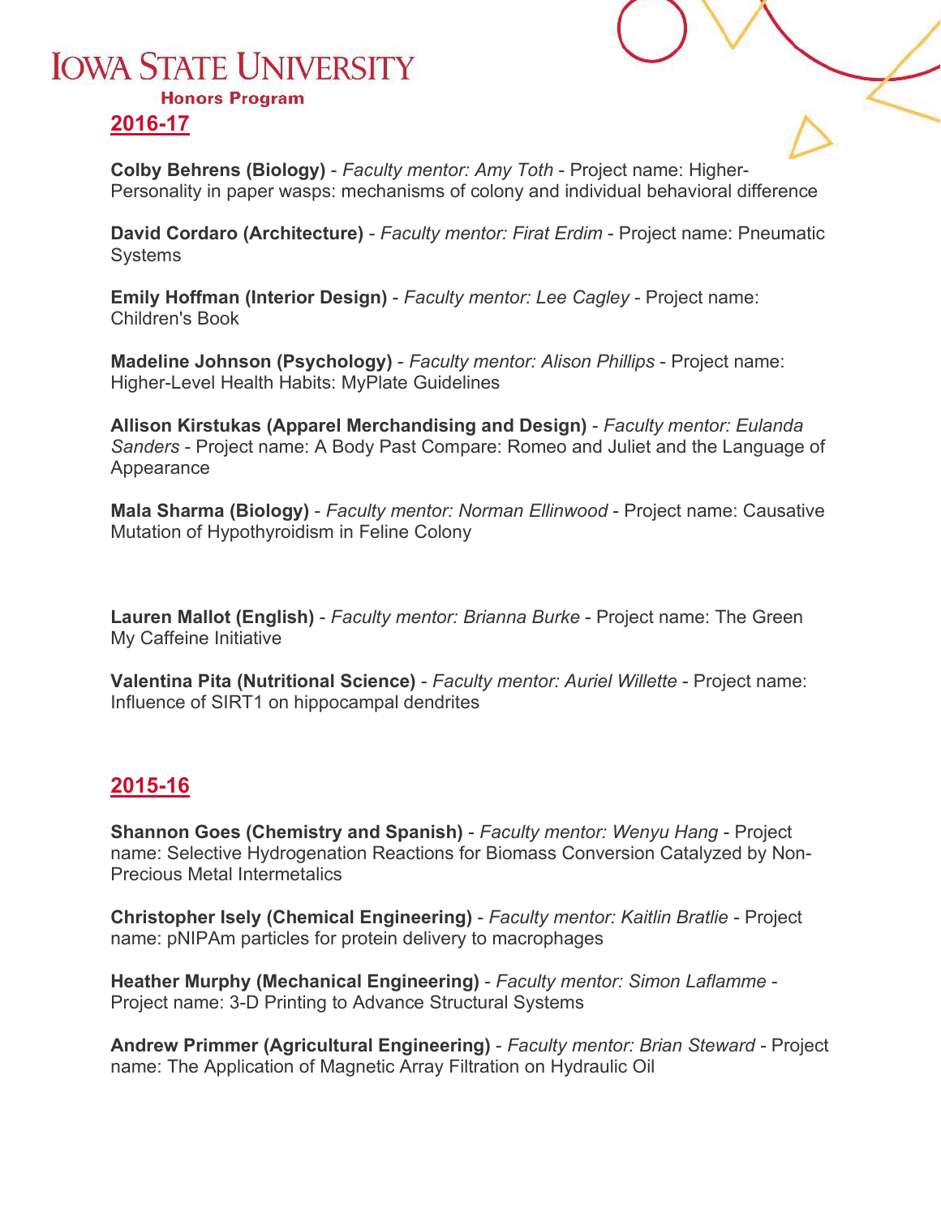# Iowa State University

### Honors Program

## 2016-17

**Colby Behrens (Biology)** - *Faculty mentor: Amy Toth* - Project name: Higher-Personality in paper wasps: mechanisms of colony and individual behavioral difference

**David Cordaro (Architecture)** - *Faculty mentor: Firat Erdim* - Project name: Pneumatic Systems

**Emily Hoffman (Interior Design)** - *Faculty mentor: Lee Cagley* - Project name: Children's Book

**Madeline Johnson (Psychology)** - *Faculty mentor: Alison Phillips* - Project name: Higher-Level Health Habits: MyPlate Guidelines

**Allison Kirstukas (Apparel Merchandising and Design)** - *Faculty mentor: Eulanda Sanders* - Project name: A Body Past Compare: Romeo and Juliet and the Language of Appearance

**Mala Sharma (Biology)** - *Faculty mentor: Norman Ellinwood* - Project name: Causative Mutation of Hypothyroidism in Feline Colony

**Lauren Mallot (English)** - *Faculty mentor: Brianna Burke* - Project name: The Green My Caffeine Initiative

**Valentina Pita (Nutritional Science)** - *Faculty mentor: Auriel Willette* - Project name: Influence of SIRT1 on hippocampal dendrites

## 2015-16

**Shannon Goes (Chemistry and Spanish)** - *Faculty mentor: Wenyu Hang* - Project name: Selective Hydrogenation Reactions for Biomass Conversion Catalyzed by Non-Precious Metal Intermetalics

**Christopher Isely (Chemical Engineering)** - *Faculty mentor: Kaitlin Bratlie* - Project name: pNIPAm particles for protein delivery to macrophages

**Heather Murphy (Mechanical Engineering)** - *Faculty mentor: Simon Laflamme* - Project name: 3-D Printing to Advance Structural Systems

**Andrew Primmer (Agricultural Engineering)** - *Faculty mentor: Brian Steward* - Project name: The Application of Magnetic Array Filtration on Hydraulic Oil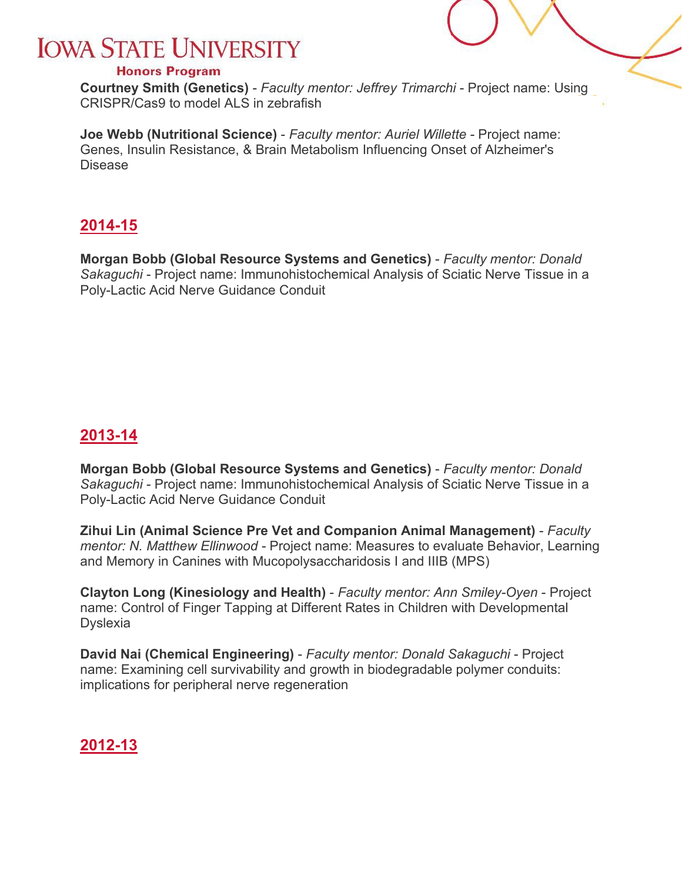**Courtney Smith (Genetics)** - *Faculty mentor: Jeffrey Trimarchi* - Project name: Using CRISPR/Cas9 to model ALS in zebrafish

**Joe Webb (Nutritional Science)** - *Faculty mentor: Auriel Willette* - Project name: Genes, Insulin Resistance, & Brain Metabolism Influencing Onset of Alzheimer's Disease

## 2014-15

**Morgan Bobb (Global Resource Systems and Genetics)** - *Faculty mentor: Donald Sakaguchi* - Project name: Immunohistochemical Analysis of Sciatic Nerve Tissue in a Poly-Lactic Acid Nerve Guidance Conduit

## 2013-14

**Morgan Bobb (Global Resource Systems and Genetics)** - *Faculty mentor: Donald Sakaguchi* - Project name: Immunohistochemical Analysis of Sciatic Nerve Tissue in a Poly-Lactic Acid Nerve Guidance Conduit

**Zihui Lin (Animal Science Pre Vet and Companion Animal Management)** - *Faculty mentor: N. Matthew Ellinwood* - Project name: Measures to evaluate Behavior, Learning and Memory in Canines with Mucopolysaccharidosis I and IIIB (MPS)

**Clayton Long (Kinesiology and Health)** - *Faculty mentor: Ann Smiley-Oyen* - Project name: Control of Finger Tapping at Different Rates in Children with Developmental Dyslexia

**David Nai (Chemical Engineering)** - *Faculty mentor: Donald Sakaguchi* - Project name: Examining cell survivability and growth in biodegradable polymer conduits: implications for peripheral nerve regeneration

## 2012-13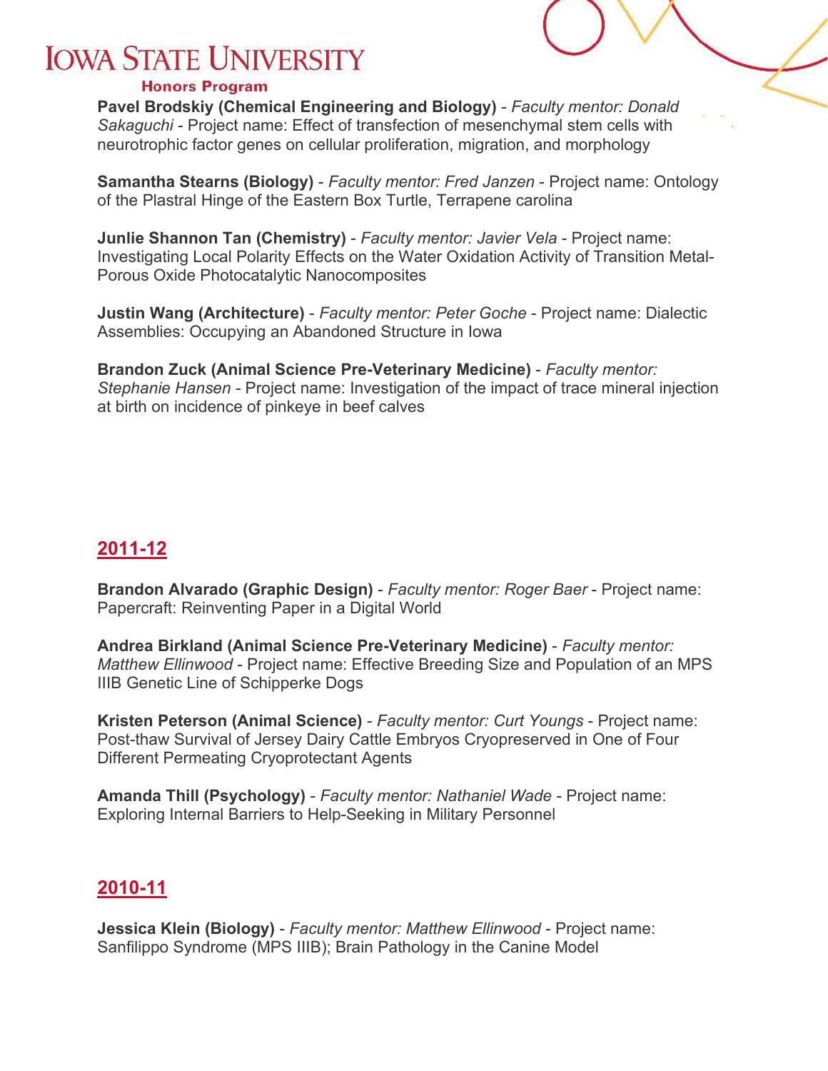**Pavel Brodskiy (Chemical Engineering and Biology)** - *Faculty mentor: Donald Sakaguchi* - Project name: Effect of transfection of mesenchymal stem cells with neurotrophic factor genes on cellular proliferation, migration, and morphology

**Samantha Stearns (Biology)** - *Faculty mentor: Fred Janzen* - Project name: Ontology of the Plastral Hinge of the Eastern Box Turtle, Terrapene carolina

**Junlie Shannon Tan (Chemistry)** - *Faculty mentor: Javier Vela* - Project name: Investigating Local Polarity Effects on the Water Oxidation Activity of Transition Metal-Porous Oxide Photocatalytic Nanocomposites

**Justin Wang (Architecture)** - *Faculty mentor: Peter Goche* - Project name: Dialectic Assemblies: Occupying an Abandoned Structure in Iowa

**Brandon Zuck (Animal Science Pre-Veterinary Medicine)** - *Faculty mentor: Stephanie Hansen* - Project name: Investigation of the impact of trace mineral injection at birth on incidence of pinkeye in beef calves

## 2011-12

**Brandon Alvarado (Graphic Design)** - *Faculty mentor: Roger Baer* - Project name: Papercraft: Reinventing Paper in a Digital World

**Andrea Birkland (Animal Science Pre-Veterinary Medicine)** - *Faculty mentor: Matthew Ellinwood* - Project name: Effective Breeding Size and Population of an MPS IIIB Genetic Line of Schipperke Dogs

**Kristen Peterson (Animal Science)** - *Faculty mentor: Curt Youngs* - Project name: Post-thaw Survival of Jersey Dairy Cattle Embryos Cryopreserved in One of Four Different Permeating Cryoprotectant Agents

**Amanda Thill (Psychology)** - *Faculty mentor: Nathaniel Wade* - Project name: Exploring Internal Barriers to Help-Seeking in Military Personnel

## 2010-11

**Jessica Klein (Biology)** - *Faculty mentor: Matthew Ellinwood* - Project name: Sanfilippo Syndrome (MPS IIIB); Brain Pathology in the Canine Model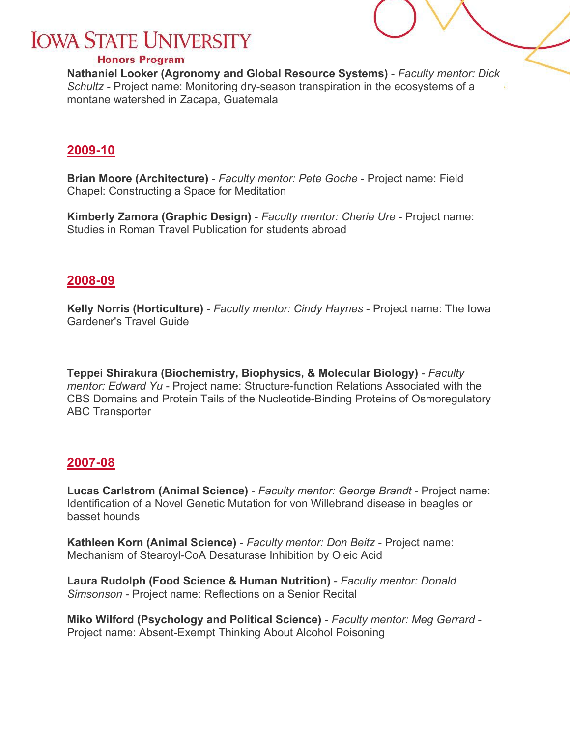**Nathaniel Looker (Agronomy and Global Resource Systems)** - *Faculty mentor: Dick Schultz* - Project name: Monitoring dry-season transpiration in the ecosystems of a montane watershed in Zacapa, Guatemala

## 2009-10

**Brian Moore (Architecture)** - *Faculty mentor: Pete Goche* - Project name: Field Chapel: Constructing a Space for Meditation

**Kimberly Zamora (Graphic Design)** - *Faculty mentor: Cherie Ure* - Project name: Studies in Roman Travel Publication for students abroad

## 2008-09

**Kelly Norris (Horticulture)** - *Faculty mentor: Cindy Haynes* - Project name: The Iowa Gardener's Travel Guide

**Teppei Shirakura (Biochemistry, Biophysics, & Molecular Biology)** - *Faculty mentor: Edward Yu* - Project name: Structure-function Relations Associated with the CBS Domains and Protein Tails of the Nucleotide-Binding Proteins of Osmoregulatory ABC Transporter

## 2007-08

**Lucas Carlstrom (Animal Science)** - *Faculty mentor: George Brandt* - Project name: Identification of a Novel Genetic Mutation for von Willebrand disease in beagles or basset hounds

**Kathleen Korn (Animal Science)** - *Faculty mentor: Don Beitz* - Project name: Mechanism of Stearoyl-CoA Desaturase Inhibition by Oleic Acid

**Laura Rudolph (Food Science & Human Nutrition)** - *Faculty mentor: Donald Simsonson* - Project name: Reflections on a Senior Recital

**Miko Wilford (Psychology and Political Science)** - *Faculty mentor: Meg Gerrard* - Project name: Absent-Exempt Thinking About Alcohol Poisoning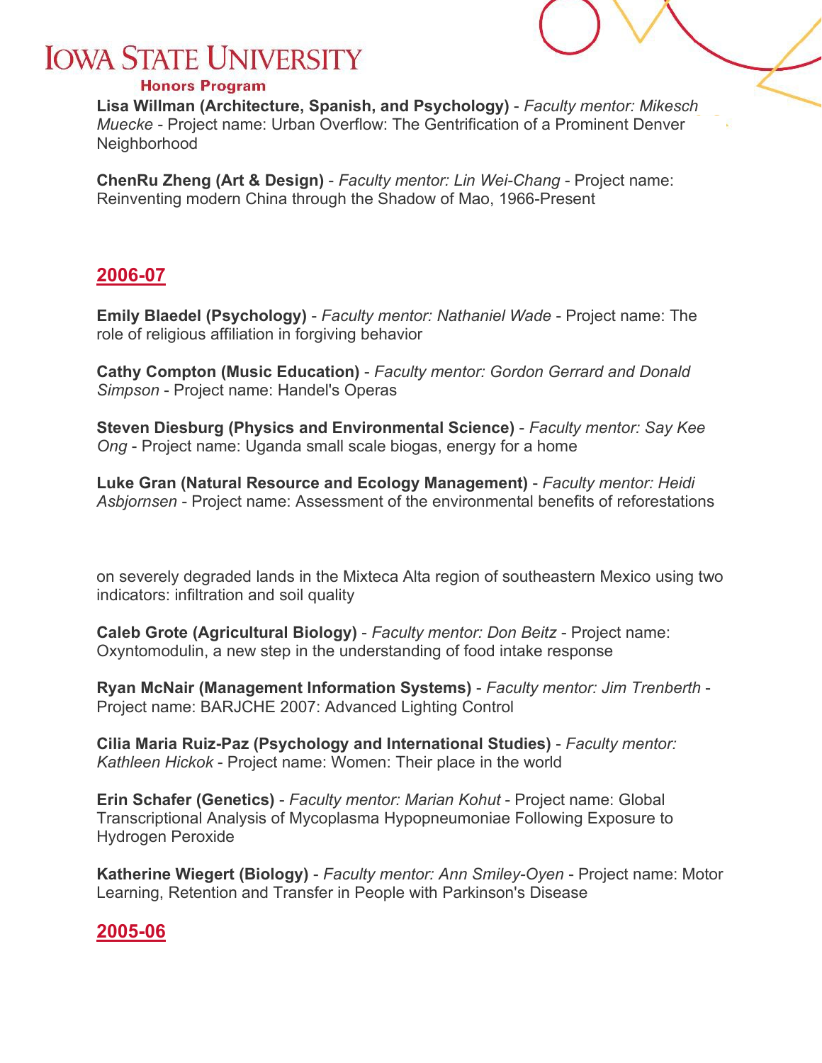**Lisa Willman (Architecture, Spanish, and Psychology)** - *Faculty mentor: Mikesch Muecke* - Project name: Urban Overflow: The Gentrification of a Prominent Denver Neighborhood

**ChenRu Zheng (Art & Design)** - *Faculty mentor: Lin Wei-Chang* - Project name: Reinventing modern China through the Shadow of Mao, 1966-Present

## 2006-07

**Emily Blaedel (Psychology)** - *Faculty mentor: Nathaniel Wade* - Project name: The role of religious affiliation in forgiving behavior

**Cathy Compton (Music Education)** - *Faculty mentor: Gordon Gerrard and Donald Simpson* - Project name: Handel's Operas

**Steven Diesburg (Physics and Environmental Science)** - *Faculty mentor: Say Kee Ong* - Project name: Uganda small scale biogas, energy for a home

**Luke Gran (Natural Resource and Ecology Management)** - *Faculty mentor: Heidi Asbjornsen* - Project name: Assessment of the environmental benefits of reforestations on severely degraded lands in the Mixteca Alta region of southeastern Mexico using two indicators: infiltration and soil quality

**Caleb Grote (Agricultural Biology)** - *Faculty mentor: Don Beitz* - Project name: Oxyntomodulin, a new step in the understanding of food intake response

**Ryan McNair (Management Information Systems)** - *Faculty mentor: Jim Trenberth* - Project name: BARJCHE 2007: Advanced Lighting Control

**Cilia Maria Ruiz-Paz (Psychology and International Studies)** - *Faculty mentor: Kathleen Hickok* - Project name: Women: Their place in the world

**Erin Schafer (Genetics)** - *Faculty mentor: Marian Kohut* - Project name: Global Transcriptional Analysis of Mycoplasma Hypopneumoniae Following Exposure to Hydrogen Peroxide

**Katherine Wiegert (Biology)** - *Faculty mentor: Ann Smiley-Oyen* - Project name: Motor Learning, Retention and Transfer in People with Parkinson's Disease

## 2005-06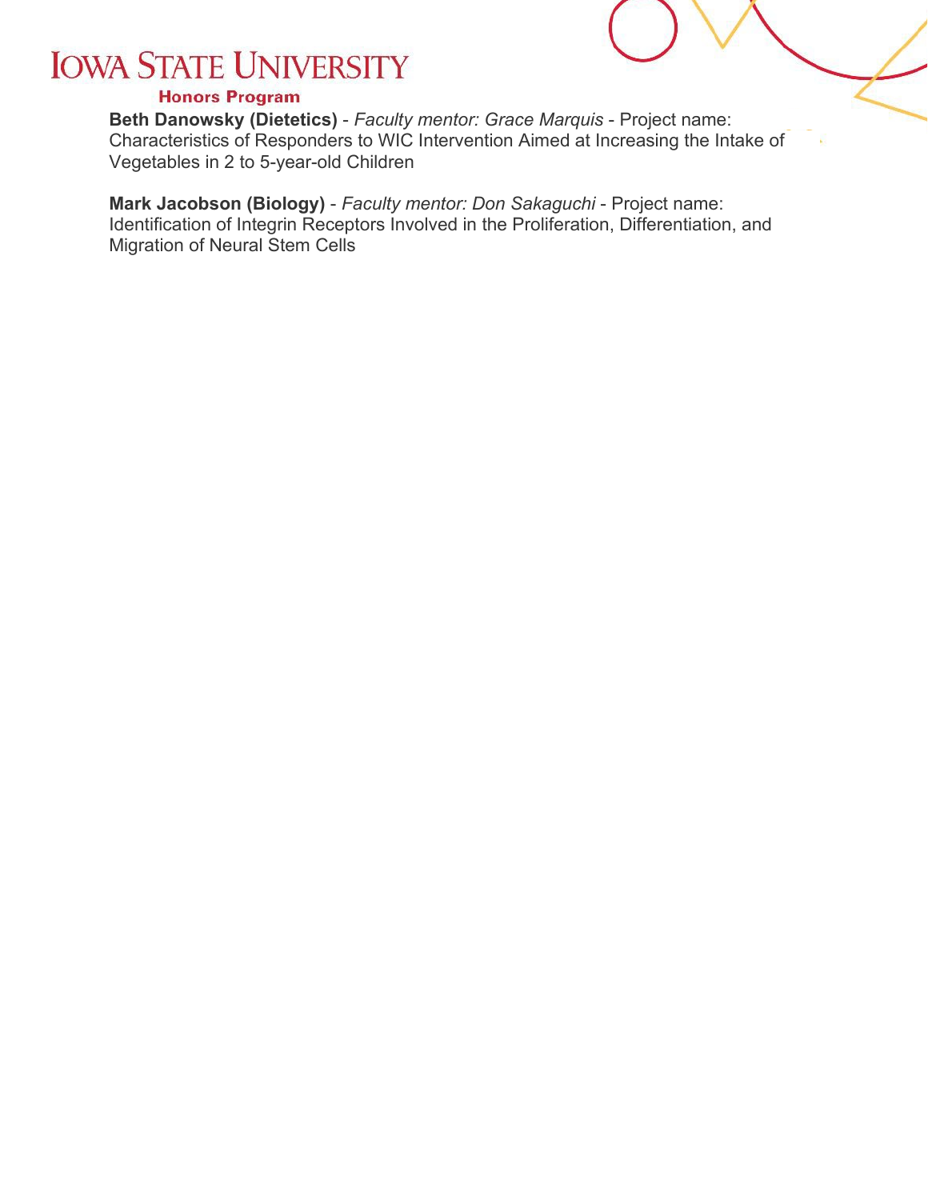**Beth Danowsky (Dietetics)** - *Faculty mentor: Grace Marquis* - Project name: Characteristics of Responders to WIC Intervention Aimed at Increasing the Intake of Vegetables in 2 to 5-year-old Children

**Mark Jacobson (Biology)** - *Faculty mentor: Don Sakaguchi* - Project name: Identification of Integrin Receptors Involved in the Proliferation, Differentiation, and Migration of Neural Stem Cells